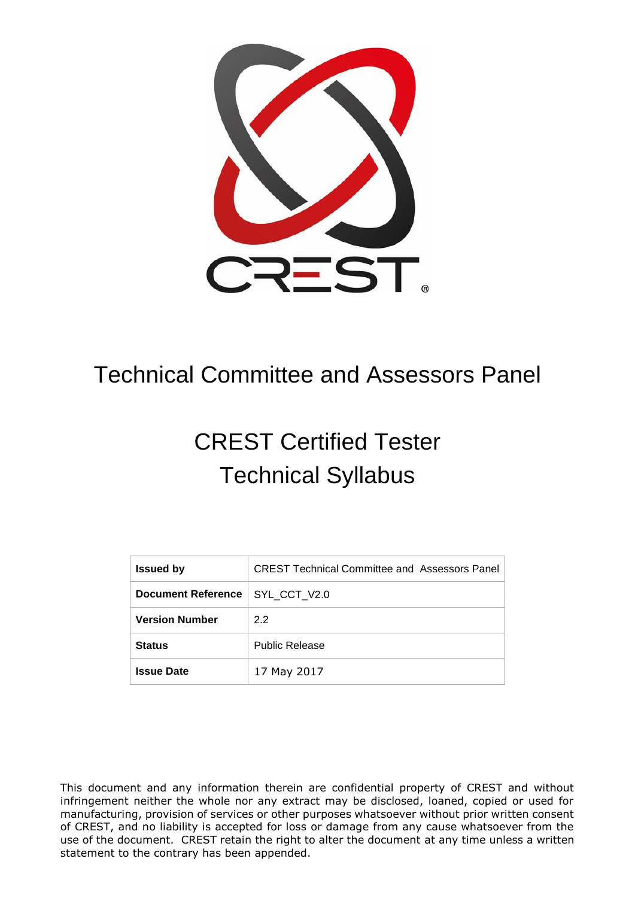# Technical Committee and Assessors Panel

# CREST Certified Tester Technical Syllabus

| | |
|---|---|
| **Issued by** | CREST Technical Committee and Assessors Panel |
| **Document Reference** | SYL_CCT_V2.0 |
| **Version Number** | 2.2 |
| **Status** | Public Release |
| **Issue Date** | 17 May 2017 |

This document and any information therein are confidential property of CREST and without infringement neither the whole nor any extract may be disclosed, loaned, copied or used for manufacturing, provision of services or other purposes whatsoever without prior written consent of CREST, and no liability is accepted for loss or damage from any cause whatsoever from the use of the document. CREST retain the right to alter the document at any time unless a written statement to the contrary has been appended.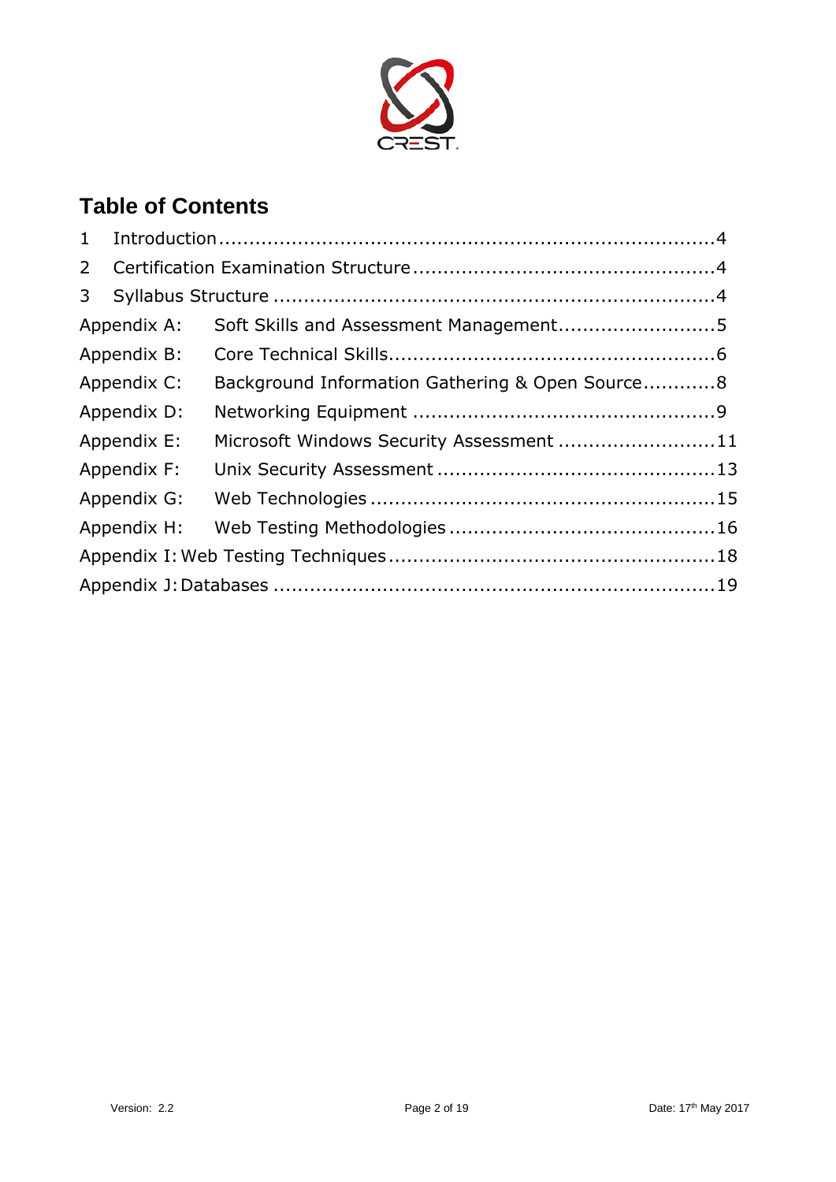## Table of Contents

| | | |
|---|---|---|
| 1 | Introduction | 4 |
| 2 | Certification Examination Structure | 4 |
| 3 | Syllabus Structure | 4 |
| Appendix A: | Soft Skills and Assessment Management | 5 |
| Appendix B: | Core Technical Skills | 6 |
| Appendix C: | Background Information Gathering & Open Source | 8 |
| Appendix D: | Networking Equipment | 9 |
| Appendix E: | Microsoft Windows Security Assessment | 11 |
| Appendix F: | Unix Security Assessment | 13 |
| Appendix G: | Web Technologies | 15 |
| Appendix H: | Web Testing Methodologies | 16 |
| Appendix I: | Web Testing Techniques | 18 |
| Appendix J: | Databases | 19 |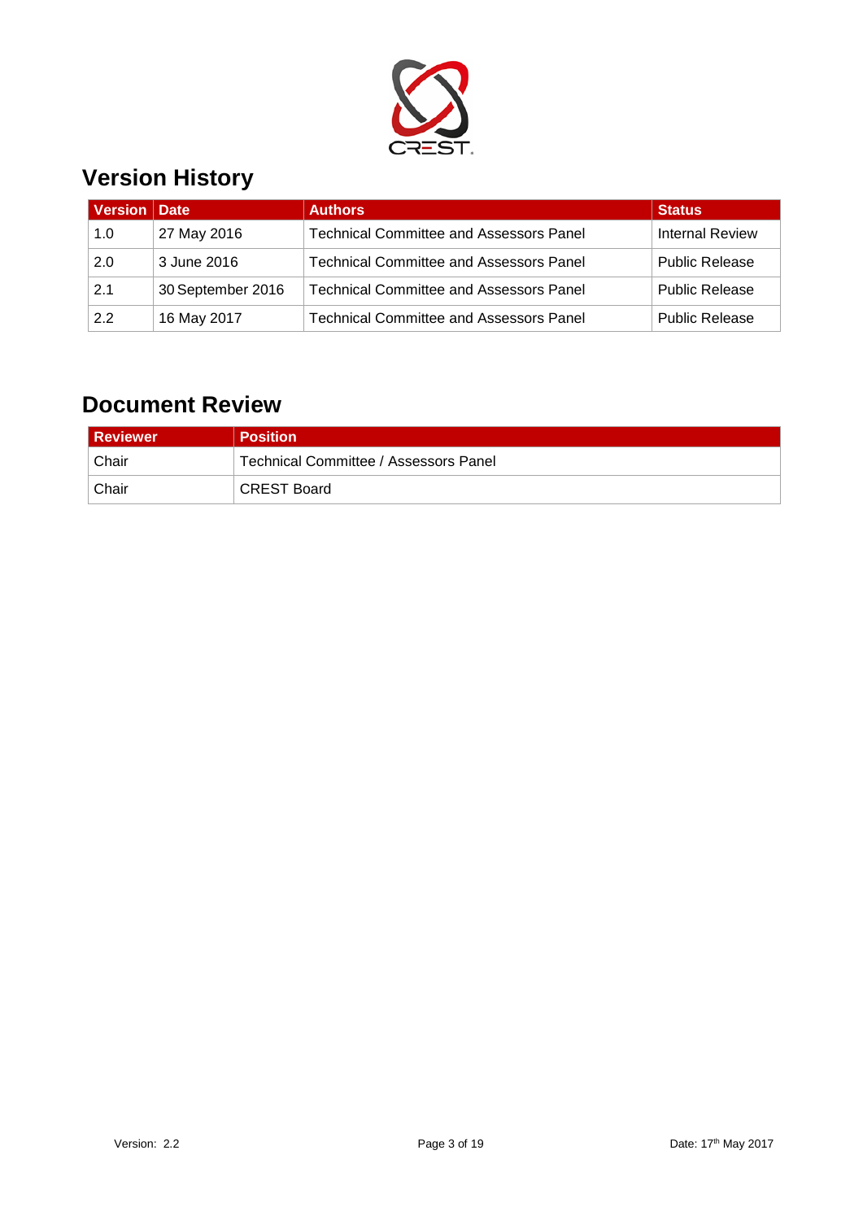## Version History

| Version | Date | Authors | Status |
| --- | --- | --- | --- |
| 1.0 | 27 May 2016 | Technical Committee and Assessors Panel | Internal Review |
| 2.0 | 3 June 2016 | Technical Committee and Assessors Panel | Public Release |
| 2.1 | 30 September 2016 | Technical Committee and Assessors Panel | Public Release |
| 2.2 | 16 May 2017 | Technical Committee and Assessors Panel | Public Release |

## Document Review

| Reviewer | Position |
| --- | --- |
| Chair | Technical Committee / Assessors Panel |
| Chair | CREST Board |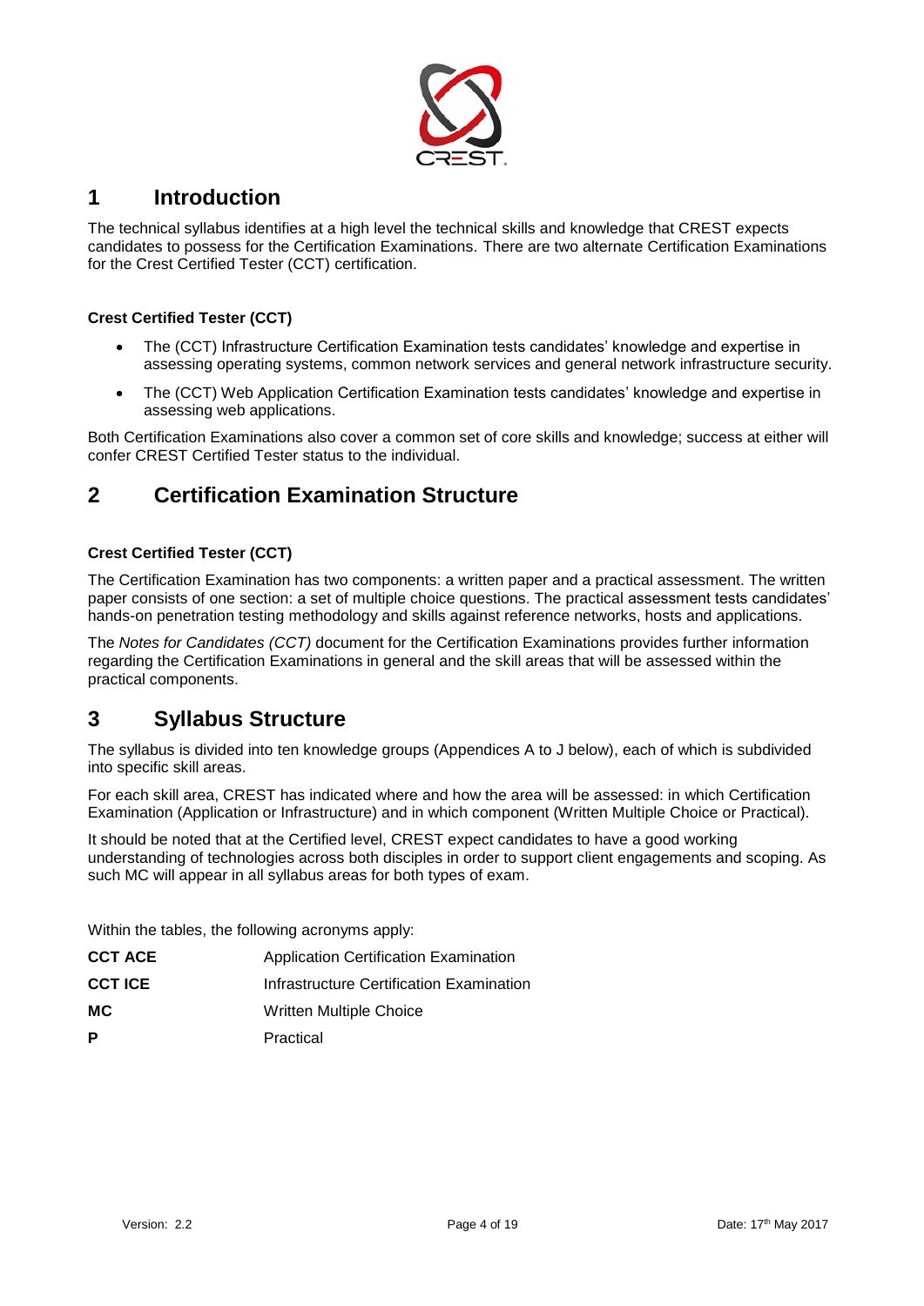# 1 Introduction

The technical syllabus identifies at a high level the technical skills and knowledge that CREST expects candidates to possess for the Certification Examinations. There are two alternate Certification Examinations for the Crest Certified Tester (CCT) certification.

**Crest Certified Tester (CCT)**

- The (CCT) Infrastructure Certification Examination tests candidates' knowledge and expertise in assessing operating systems, common network services and general network infrastructure security.
- The (CCT) Web Application Certification Examination tests candidates' knowledge and expertise in assessing web applications.

Both Certification Examinations also cover a common set of core skills and knowledge; success at either will confer CREST Certified Tester status to the individual.

# 2 Certification Examination Structure

**Crest Certified Tester (CCT)**

The Certification Examination has two components: a written paper and a practical assessment. The written paper consists of one section: a set of multiple choice questions. The practical assessment tests candidates' hands-on penetration testing methodology and skills against reference networks, hosts and applications.

The *Notes for Candidates (CCT)* document for the Certification Examinations provides further information regarding the Certification Examinations in general and the skill areas that will be assessed within the practical components.

# 3 Syllabus Structure

The syllabus is divided into ten knowledge groups (Appendices A to J below), each of which is subdivided into specific skill areas.

For each skill area, CREST has indicated where and how the area will be assessed: in which Certification Examination (Application or Infrastructure) and in which component (Written Multiple Choice or Practical).

It should be noted that at the Certified level, CREST expect candidates to have a good working understanding of technologies across both disciples in order to support client engagements and scoping. As such MC will appear in all syllabus areas for both types of exam.

Within the tables, the following acronyms apply:

| | |
|---|---|
| **CCT ACE** | Application Certification Examination |
| **CCT ICE** | Infrastructure Certification Examination |
| **MC** | Written Multiple Choice |
| **P** | Practical |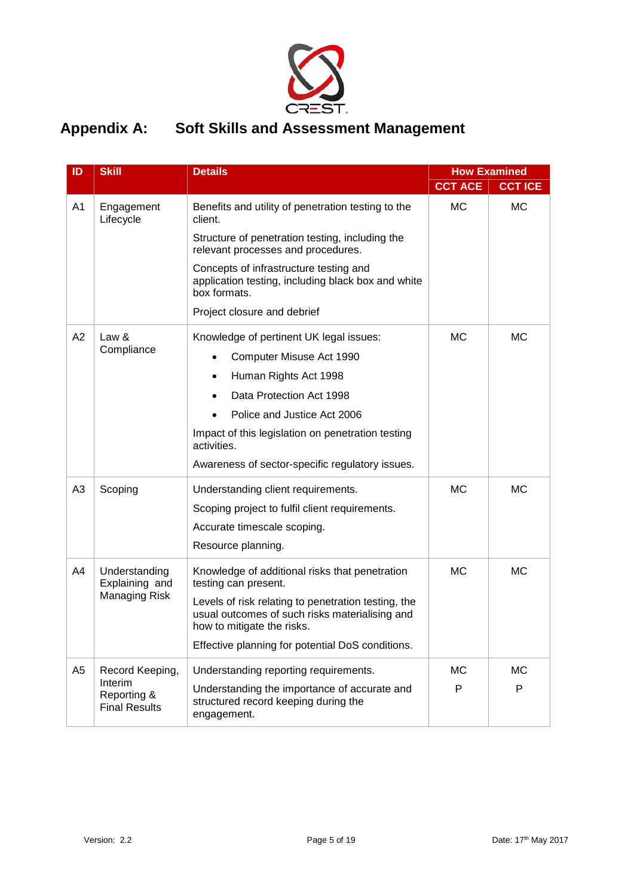## Appendix A: Soft Skills and Assessment Management

| ID | Skill | Details | How Examined | |
|---|---|---|---|---|
| | | | CCT ACE | CCT ICE |
| A1 | Engagement Lifecycle | Benefits and utility of penetration testing to the client.<br>Structure of penetration testing, including the relevant processes and procedures.<br>Concepts of infrastructure testing and application testing, including black box and white box formats.<br>Project closure and debrief | MC | MC |
| A2 | Law & Compliance | Knowledge of pertinent UK legal issues:<br>• Computer Misuse Act 1990<br>• Human Rights Act 1998<br>• Data Protection Act 1998<br>• Police and Justice Act 2006<br>Impact of this legislation on penetration testing activities.<br>Awareness of sector-specific regulatory issues. | MC | MC |
| A3 | Scoping | Understanding client requirements.<br>Scoping project to fulfil client requirements.<br>Accurate timescale scoping.<br>Resource planning. | MC | MC |
| A4 | Understanding Explaining and Managing Risk | Knowledge of additional risks that penetration testing can present.<br>Levels of risk relating to penetration testing, the usual outcomes of such risks materialising and how to mitigate the risks.<br>Effective planning for potential DoS conditions. | MC | MC |
| A5 | Record Keeping, Interim Reporting & Final Results | Understanding reporting requirements.<br>Understanding the importance of accurate and structured record keeping during the engagement. | MC<br>P | MC<br>P |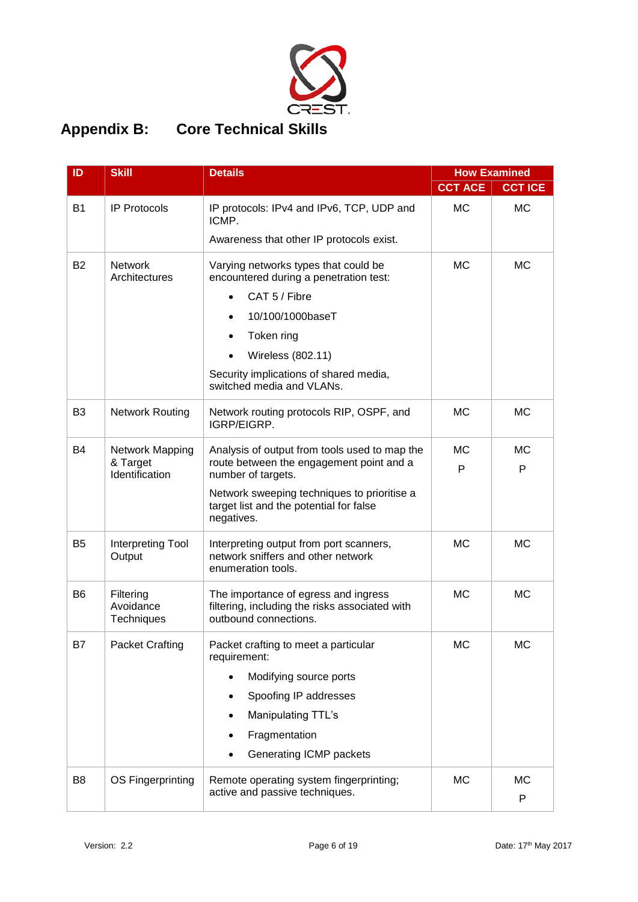# Appendix B: Core Technical Skills

| ID | Skill | Details | How Examined | |
|---|---|---|---|---|
| | | | CCT ACE | CCT ICE |
| B1 | IP Protocols | IP protocols: IPv4 and IPv6, TCP, UDP and ICMP.<br><br>Awareness that other IP protocols exist. | MC | MC |
| B2 | Network Architectures | Varying networks types that could be encountered during a penetration test:<br>• CAT 5 / Fibre<br>• 10/100/1000baseT<br>• Token ring<br>• Wireless (802.11)<br><br>Security implications of shared media, switched media and VLANs. | MC | MC |
| B3 | Network Routing | Network routing protocols RIP, OSPF, and IGRP/EIGRP. | MC | MC |
| B4 | Network Mapping & Target Identification | Analysis of output from tools used to map the route between the engagement point and a number of targets.<br><br>Network sweeping techniques to prioritise a target list and the potential for false negatives. | MC<br>P | MC<br>P |
| B5 | Interpreting Tool Output | Interpreting output from port scanners, network sniffers and other network enumeration tools. | MC | MC |
| B6 | Filtering Avoidance Techniques | The importance of egress and ingress filtering, including the risks associated with outbound connections. | MC | MC |
| B7 | Packet Crafting | Packet crafting to meet a particular requirement:<br>• Modifying source ports<br>• Spoofing IP addresses<br>• Manipulating TTL's<br>• Fragmentation<br>• Generating ICMP packets | MC | MC |
| B8 | OS Fingerprinting | Remote operating system fingerprinting; active and passive techniques. | MC | MC<br>P |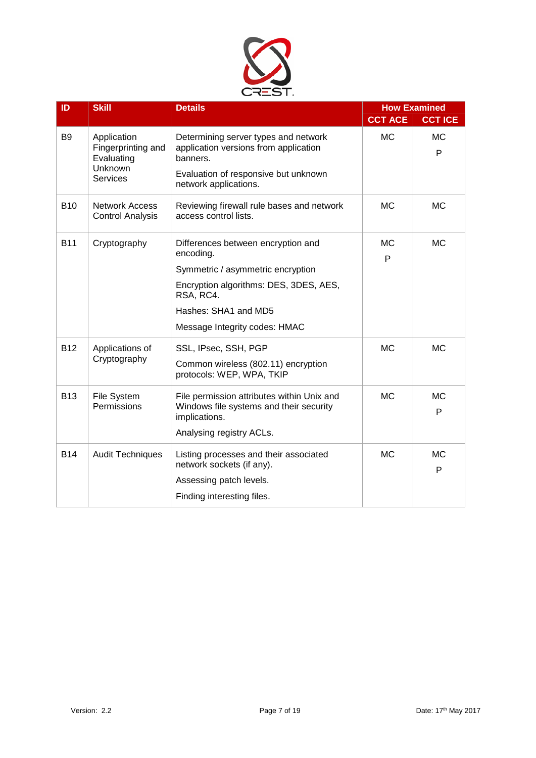| ID | Skill | Details | How Examined | |
|---|---|---|---|---|
| | | | CCT ACE | CCT ICE |
| B9 | Application Fingerprinting and Evaluating Unknown Services | Determining server types and network application versions from application banners.<br><br>Evaluation of responsive but unknown network applications. | MC | MC<br>P |
| B10 | Network Access Control Analysis | Reviewing firewall rule bases and network access control lists. | MC | MC |
| B11 | Cryptography | Differences between encryption and encoding.<br><br>Symmetric / asymmetric encryption<br><br>Encryption algorithms: DES, 3DES, AES, RSA, RC4.<br><br>Hashes: SHA1 and MD5<br><br>Message Integrity codes: HMAC | MC<br>P | MC |
| B12 | Applications of Cryptography | SSL, IPsec, SSH, PGP<br><br>Common wireless (802.11) encryption protocols: WEP, WPA, TKIP | MC | MC |
| B13 | File System Permissions | File permission attributes within Unix and Windows file systems and their security implications.<br><br>Analysing registry ACLs. | MC | MC<br>P |
| B14 | Audit Techniques | Listing processes and their associated network sockets (if any).<br><br>Assessing patch levels.<br><br>Finding interesting files. | MC | MC<br>P |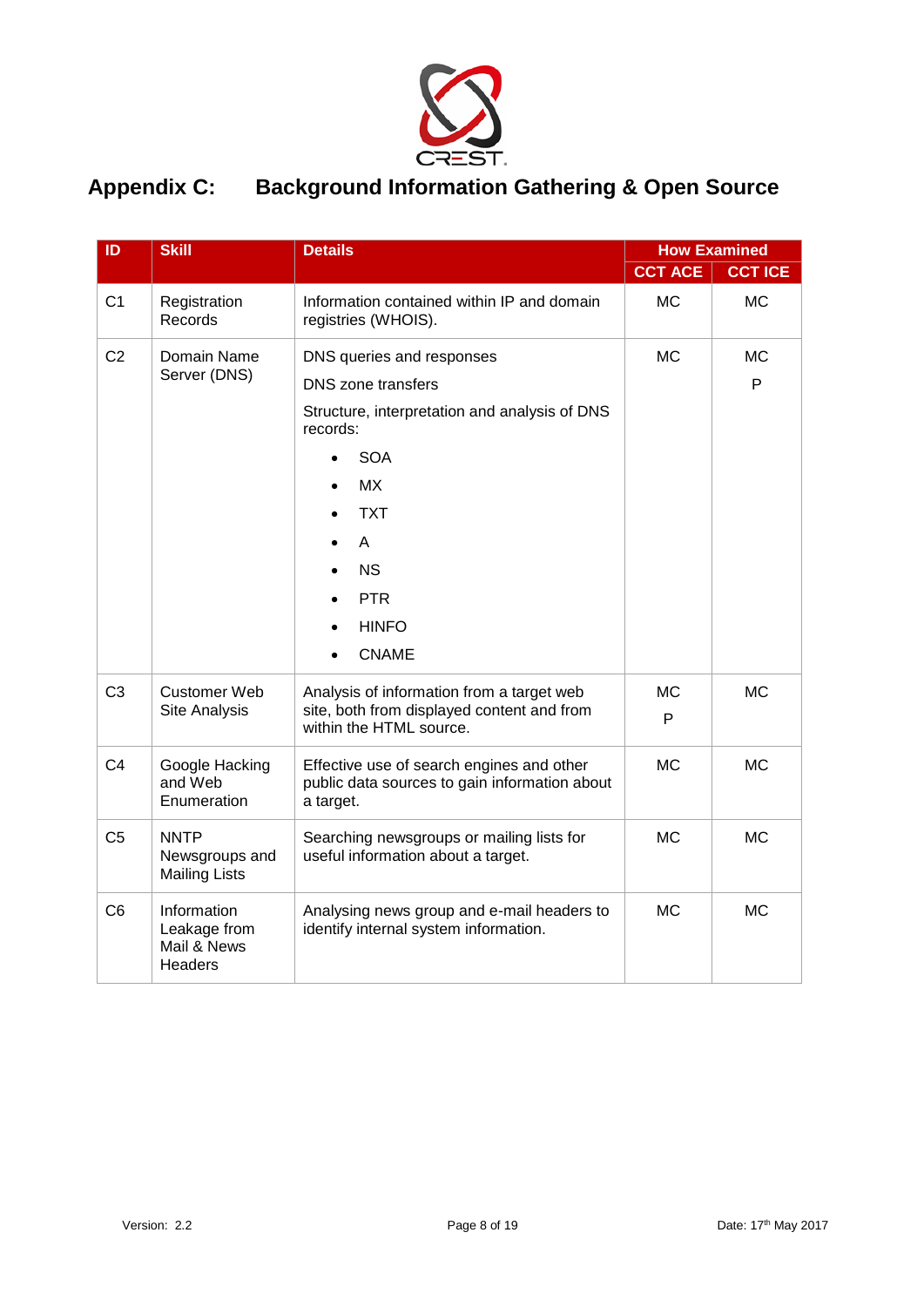# Appendix C: Background Information Gathering & Open Source

| ID | Skill | Details | How Examined | |
|---|---|---|---|---|
| | | | CCT ACE | CCT ICE |
| C1 | Registration Records | Information contained within IP and domain registries (WHOIS). | MC | MC |
| C2 | Domain Name Server (DNS) | DNS queries and responses<br>DNS zone transfers<br>Structure, interpretation and analysis of DNS records:<br>• SOA<br>• MX<br>• TXT<br>• A<br>• NS<br>• PTR<br>• HINFO<br>• CNAME | MC | MC<br>P |
| C3 | Customer Web Site Analysis | Analysis of information from a target web site, both from displayed content and from within the HTML source. | MC<br>P | MC |
| C4 | Google Hacking and Web Enumeration | Effective use of search engines and other public data sources to gain information about a target. | MC | MC |
| C5 | NNTP Newsgroups and Mailing Lists | Searching newsgroups or mailing lists for useful information about a target. | MC | MC |
| C6 | Information Leakage from Mail & News Headers | Analysing news group and e-mail headers to identify internal system information. | MC | MC |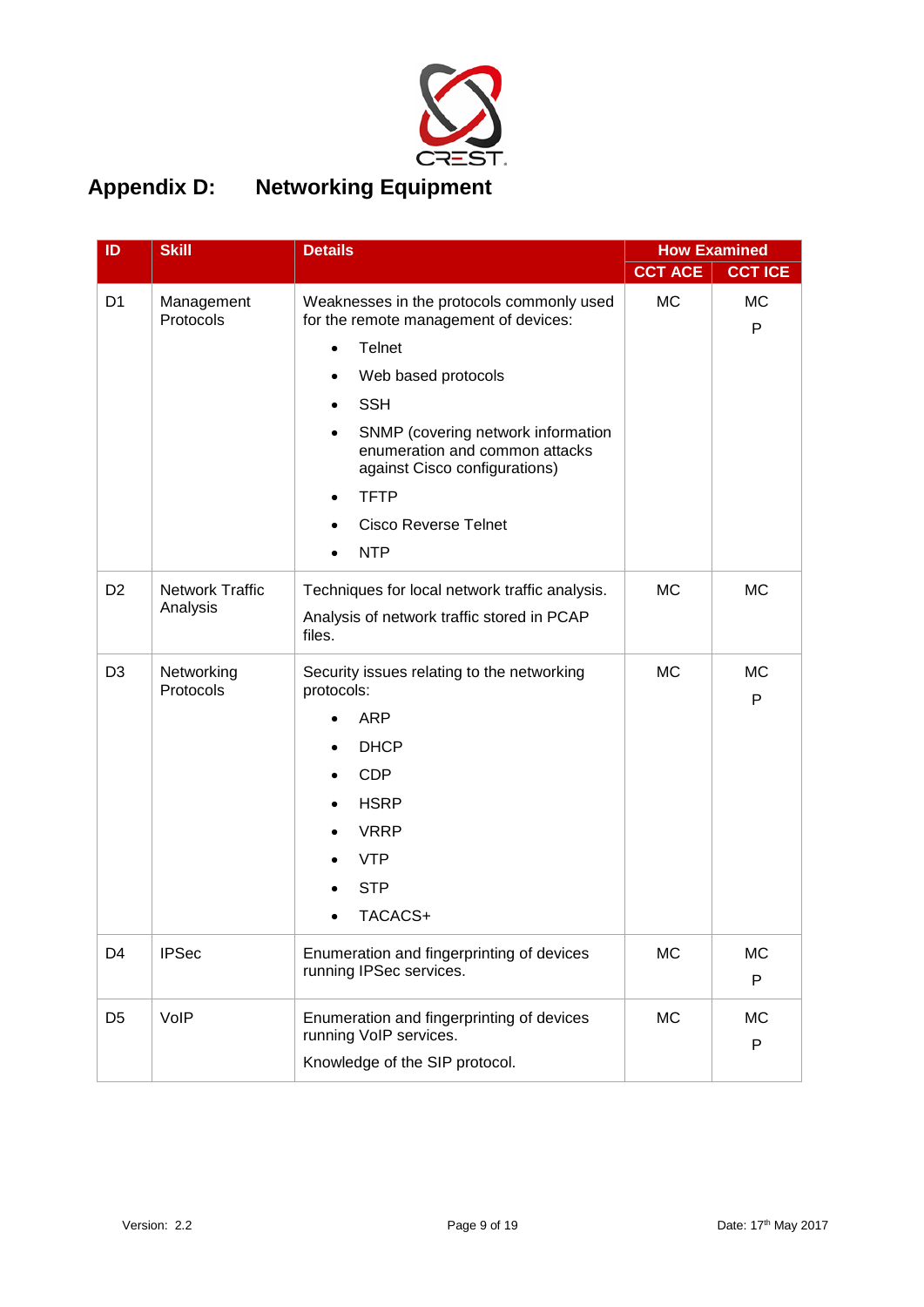# Appendix D: Networking Equipment

| ID | Skill | Details | How Examined | |
|---|---|---|---|---|
| | | | CCT ACE | CCT ICE |
| D1 | Management Protocols | Weaknesses in the protocols commonly used for the remote management of devices:<br>• Telnet<br>• Web based protocols<br>• SSH<br>• SNMP (covering network information enumeration and common attacks against Cisco configurations)<br>• TFTP<br>• Cisco Reverse Telnet<br>• NTP | MC | MC<br>P |
| D2 | Network Traffic Analysis | Techniques for local network traffic analysis.<br>Analysis of network traffic stored in PCAP files. | MC | MC |
| D3 | Networking Protocols | Security issues relating to the networking protocols:<br>• ARP<br>• DHCP<br>• CDP<br>• HSRP<br>• VRRP<br>• VTP<br>• STP<br>• TACACS+ | MC | MC<br>P |
| D4 | IPSec | Enumeration and fingerprinting of devices running IPSec services. | MC | MC<br>P |
| D5 | VoIP | Enumeration and fingerprinting of devices running VoIP services.<br>Knowledge of the SIP protocol. | MC | MC<br>P |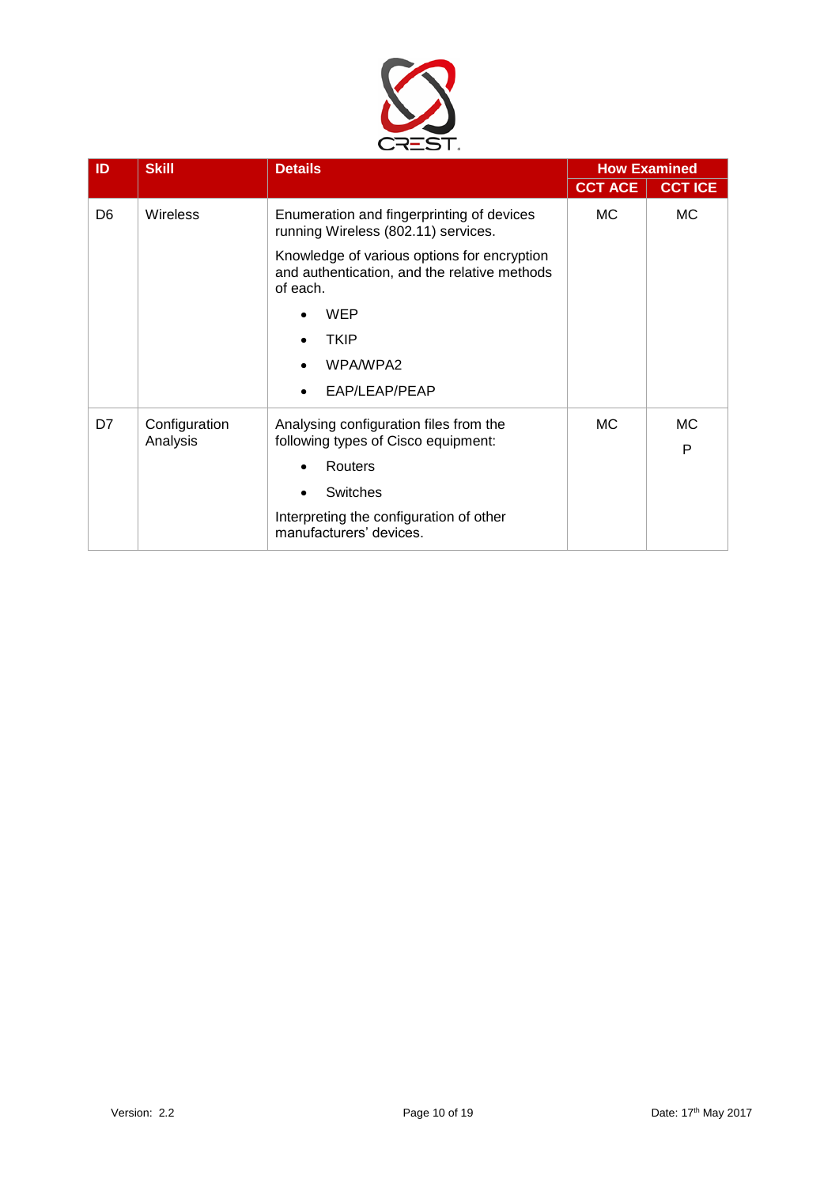| ID | Skill | Details | How Examined | |
|---|---|---|---|---|
| | | | CCT ACE | CCT ICE |
| D6 | Wireless | Enumeration and fingerprinting of devices running Wireless (802.11) services.<br><br>Knowledge of various options for encryption and authentication, and the relative methods of each.<br><br>• WEP<br>• TKIP<br>• WPA/WPA2<br>• EAP/LEAP/PEAP | MC | MC |
| D7 | Configuration Analysis | Analysing configuration files from the following types of Cisco equipment:<br><br>• Routers<br>• Switches<br><br>Interpreting the configuration of other manufacturers' devices. | MC | MC<br>P |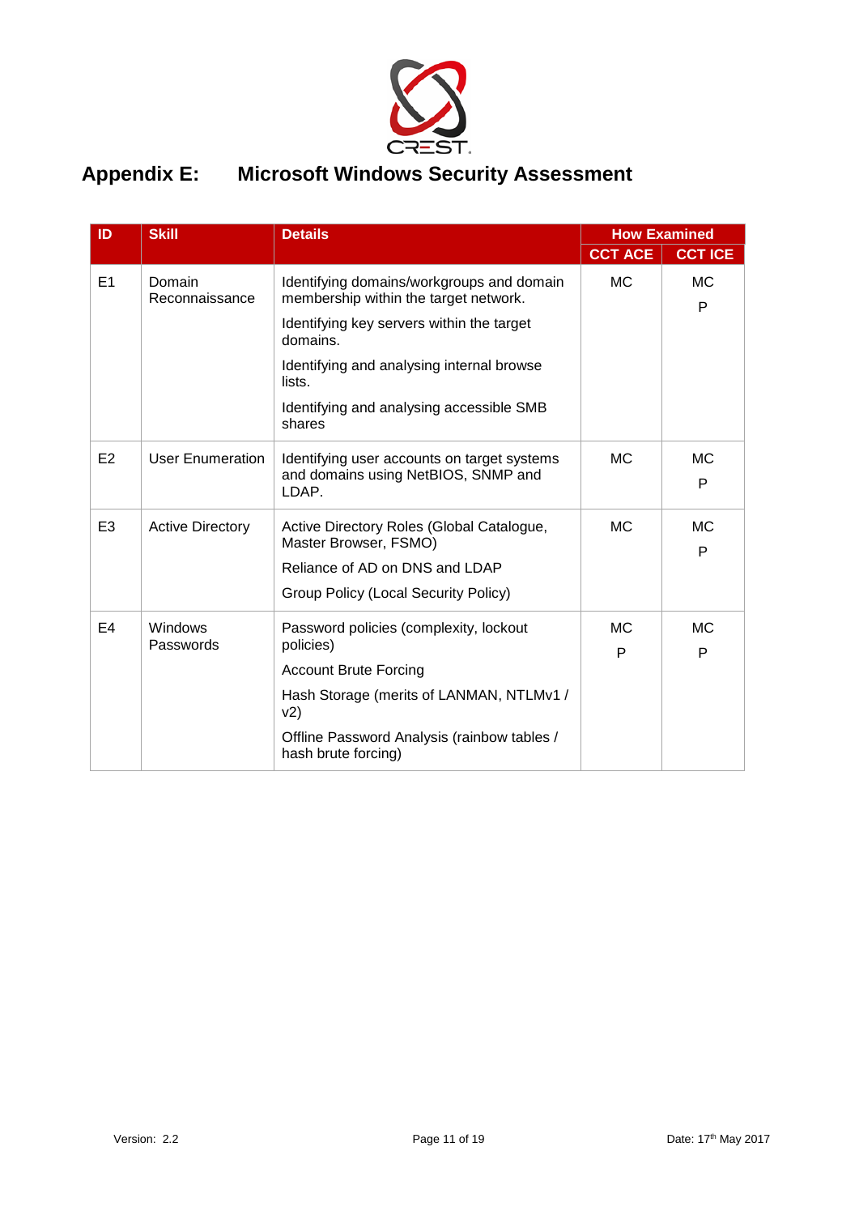# Appendix E: Microsoft Windows Security Assessment

| ID | Skill | Details | How Examined | |
|---|---|---|---|---|
| | | | CCT ACE | CCT ICE |
| E1 | Domain Reconnaissance | Identifying domains/workgroups and domain membership within the target network.<br><br>Identifying key servers within the target domains.<br><br>Identifying and analysing internal browse lists.<br><br>Identifying and analysing accessible SMB shares | MC | MC<br>P |
| E2 | User Enumeration | Identifying user accounts on target systems and domains using NetBIOS, SNMP and LDAP. | MC | MC<br>P |
| E3 | Active Directory | Active Directory Roles (Global Catalogue, Master Browser, FSMO)<br><br>Reliance of AD on DNS and LDAP<br><br>Group Policy (Local Security Policy) | MC | MC<br>P |
| E4 | Windows Passwords | Password policies (complexity, lockout policies)<br><br>Account Brute Forcing<br><br>Hash Storage (merits of LANMAN, NTLMv1 / v2)<br><br>Offline Password Analysis (rainbow tables / hash brute forcing) | MC<br>P | MC<br>P |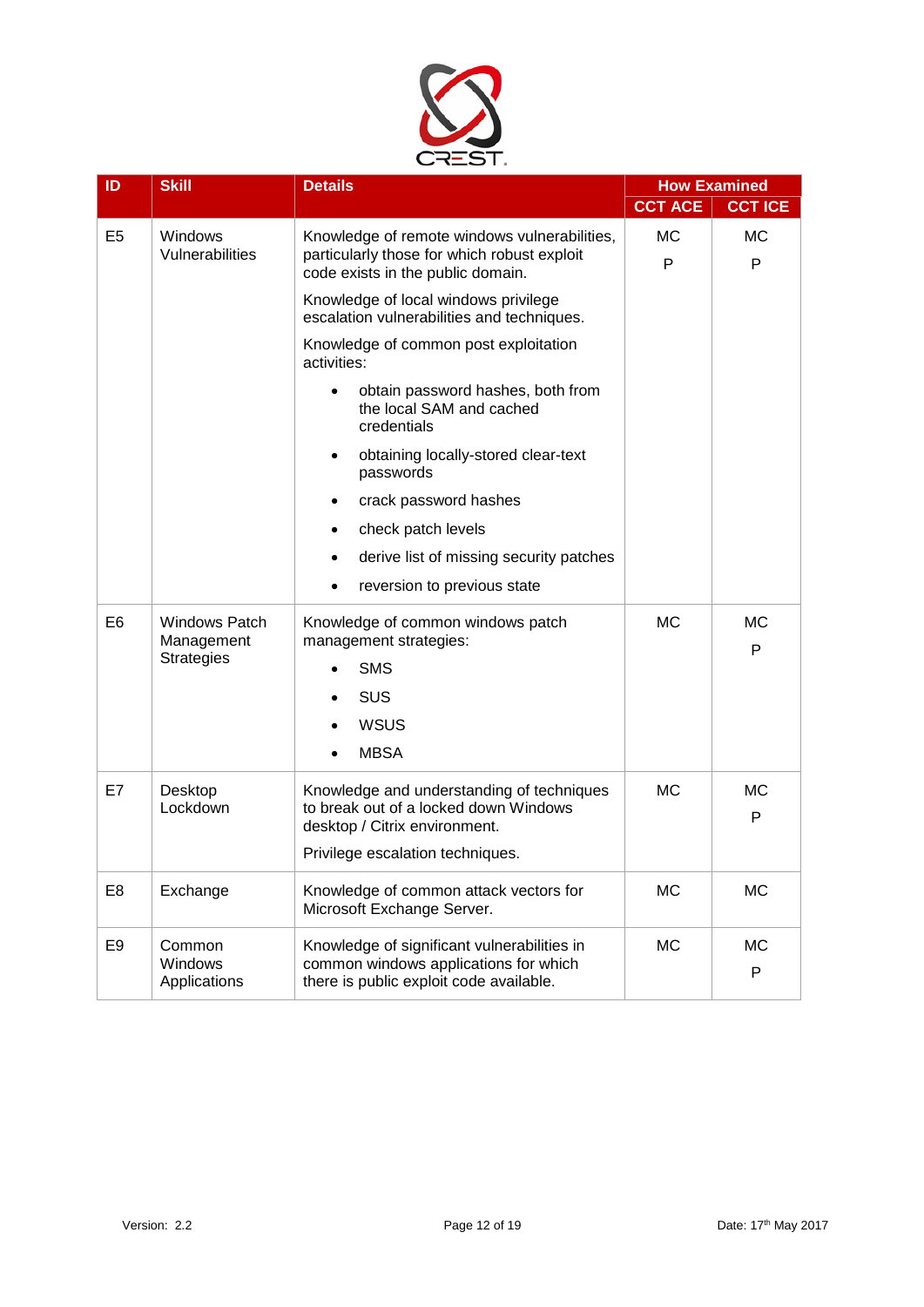| ID | Skill | Details | How Examined | |
|---|---|---|---|---|
| | | | CCT ACE | CCT ICE |
| E5 | Windows Vulnerabilities | Knowledge of remote windows vulnerabilities, particularly those for which robust exploit code exists in the public domain.<br><br>Knowledge of local windows privilege escalation vulnerabilities and techniques.<br><br>Knowledge of common post exploitation activities:<br>• obtain password hashes, both from the local SAM and cached credentials<br>• obtaining locally-stored clear-text passwords<br>• crack password hashes<br>• check patch levels<br>• derive list of missing security patches<br>• reversion to previous state | MC<br>P | MC<br>P |
| E6 | Windows Patch Management Strategies | Knowledge of common windows patch management strategies:<br>• SMS<br>• SUS<br>• WSUS<br>• MBSA | MC | MC<br>P |
| E7 | Desktop Lockdown | Knowledge and understanding of techniques to break out of a locked down Windows desktop / Citrix environment.<br><br>Privilege escalation techniques. | MC | MC<br>P |
| E8 | Exchange | Knowledge of common attack vectors for Microsoft Exchange Server. | MC | MC |
| E9 | Common Windows Applications | Knowledge of significant vulnerabilities in common windows applications for which there is public exploit code available. | MC | MC<br>P |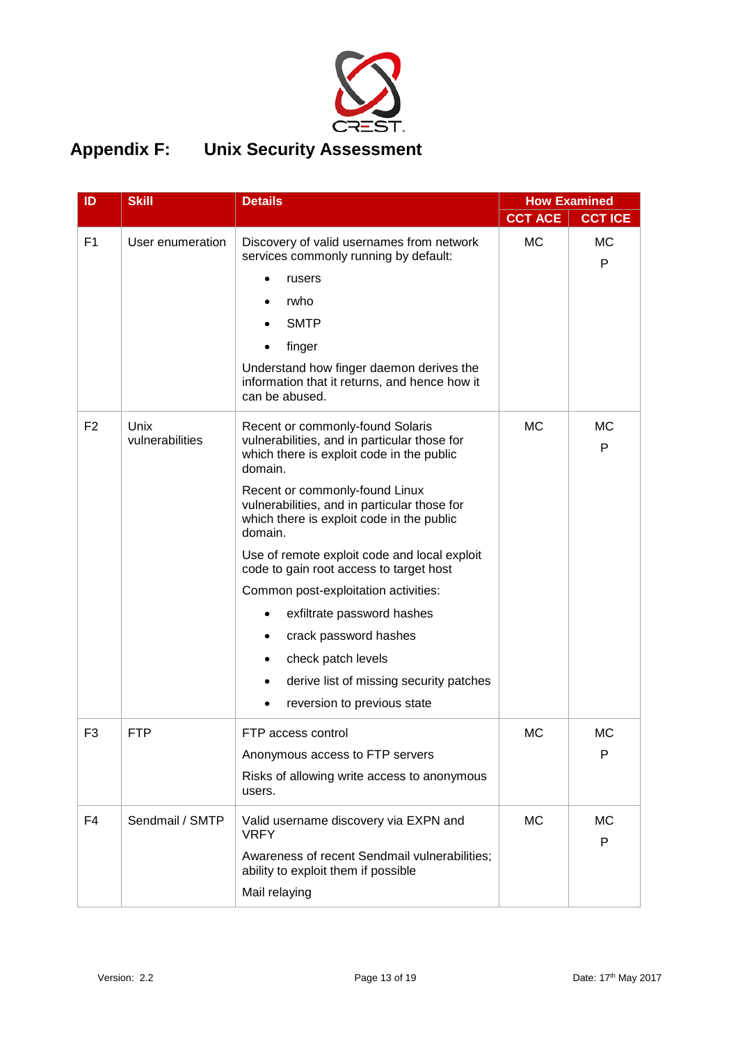# Appendix F: Unix Security Assessment

| ID | Skill | Details | How Examined | |
|---|---|---|---|---|
| | | | CCT ACE | CCT ICE |
| F1 | User enumeration | Discovery of valid usernames from network services commonly running by default:<br>• rusers<br>• rwho<br>• SMTP<br>• finger<br>Understand how finger daemon derives the information that it returns, and hence how it can be abused. | MC | MC<br>P |
| F2 | Unix vulnerabilities | Recent or commonly-found Solaris vulnerabilities, and in particular those for which there is exploit code in the public domain.<br>Recent or commonly-found Linux vulnerabilities, and in particular those for which there is exploit code in the public domain.<br>Use of remote exploit code and local exploit code to gain root access to target host<br>Common post-exploitation activities:<br>• exfiltrate password hashes<br>• crack password hashes<br>• check patch levels<br>• derive list of missing security patches<br>• reversion to previous state | MC | MC<br>P |
| F3 | FTP | FTP access control<br>Anonymous access to FTP servers<br>Risks of allowing write access to anonymous users. | MC | MC<br>P |
| F4 | Sendmail / SMTP | Valid username discovery via EXPN and VRFY<br>Awareness of recent Sendmail vulnerabilities; ability to exploit them if possible<br>Mail relaying | MC | MC<br>P |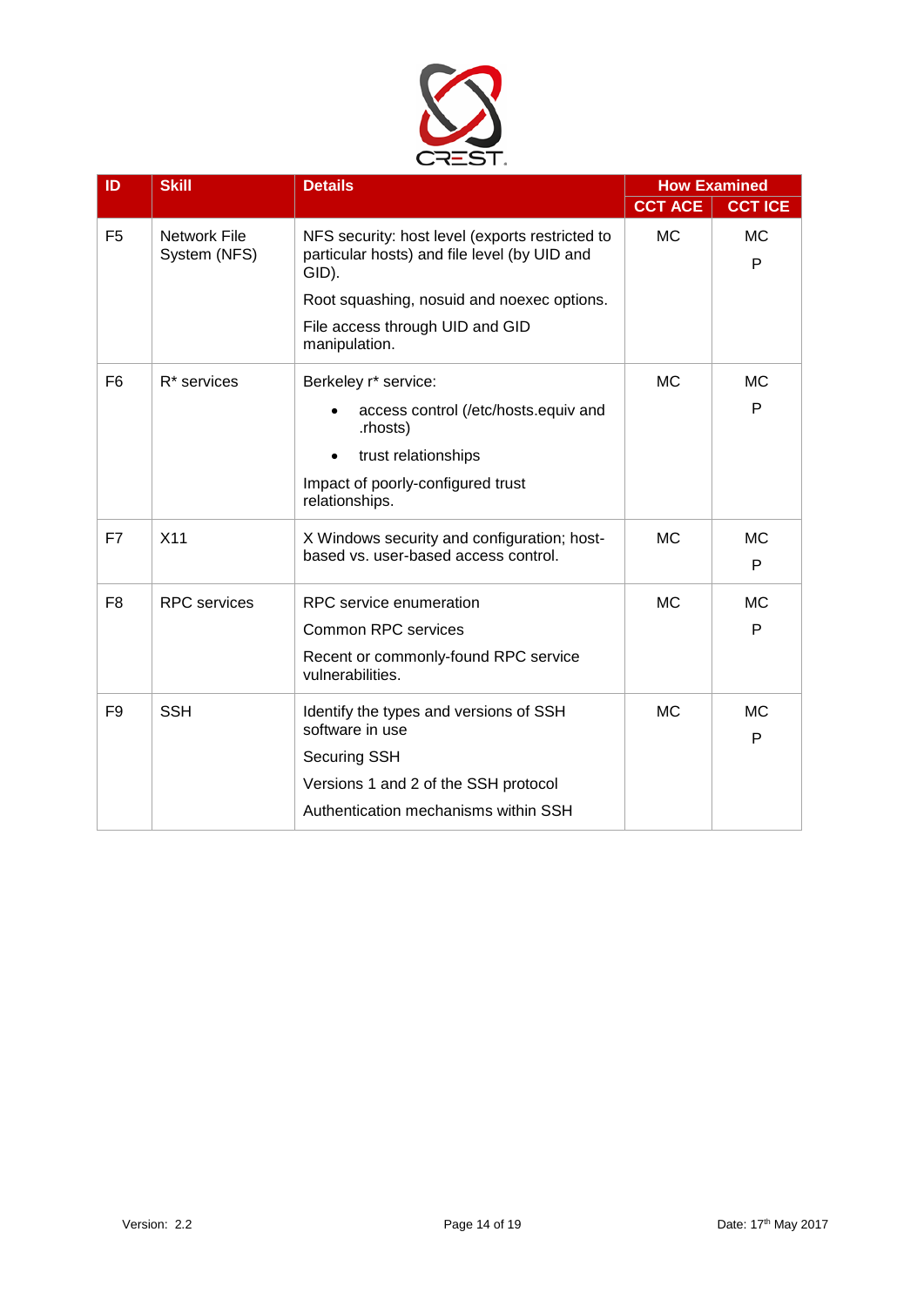| ID | Skill | Details | How Examined | |
|---|---|---|---|---|
| | | | CCT ACE | CCT ICE |
| F5 | Network File System (NFS) | NFS security: host level (exports restricted to particular hosts) and file level (by UID and GID).<br><br>Root squashing, nosuid and noexec options.<br><br>File access through UID and GID manipulation. | MC | MC<br><br>P |
| F6 | R* services | Berkeley r* service:<br><br>• access control (/etc/hosts.equiv and .rhosts)<br><br>• trust relationships<br><br>Impact of poorly-configured trust relationships. | MC | MC<br><br>P |
| F7 | X11 | X Windows security and configuration; host-based vs. user-based access control. | MC | MC<br><br>P |
| F8 | RPC services | RPC service enumeration<br><br>Common RPC services<br><br>Recent or commonly-found RPC service vulnerabilities. | MC | MC<br><br>P |
| F9 | SSH | Identify the types and versions of SSH software in use<br><br>Securing SSH<br><br>Versions 1 and 2 of the SSH protocol<br><br>Authentication mechanisms within SSH | MC | MC<br><br>P |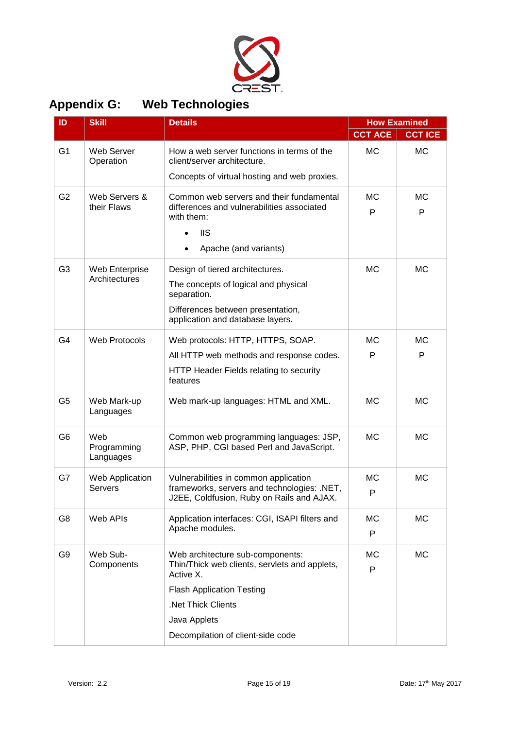## Appendix G: Web Technologies

| ID | Skill | Details | How Examined | |
|---|---|---|---|---|
| | | | CCT ACE | CCT ICE |
| G1 | Web Server Operation | How a web server functions in terms of the client/server architecture.<br><br>Concepts of virtual hosting and web proxies. | MC | MC |
| G2 | Web Servers & their Flaws | Common web servers and their fundamental differences and vulnerabilities associated with them:<br>• IIS<br>• Apache (and variants) | MC<br>P | MC<br>P |
| G3 | Web Enterprise Architectures | Design of tiered architectures.<br><br>The concepts of logical and physical separation.<br><br>Differences between presentation, application and database layers. | MC | MC |
| G4 | Web Protocols | Web protocols: HTTP, HTTPS, SOAP.<br><br>All HTTP web methods and response codes.<br><br>HTTP Header Fields relating to security features | MC<br>P | MC<br>P |
| G5 | Web Mark-up Languages | Web mark-up languages: HTML and XML. | MC | MC |
| G6 | Web Programming Languages | Common web programming languages: JSP, ASP, PHP, CGI based Perl and JavaScript. | MC | MC |
| G7 | Web Application Servers | Vulnerabilities in common application frameworks, servers and technologies: .NET, J2EE, Coldfusion, Ruby on Rails and AJAX. | MC<br>P | MC |
| G8 | Web APIs | Application interfaces: CGI, ISAPI filters and Apache modules. | MC<br>P | MC |
| G9 | Web Sub-Components | Web architecture sub-components: Thin/Thick web clients, servlets and applets, Active X.<br><br>Flash Application Testing<br><br>.Net Thick Clients<br><br>Java Applets<br><br>Decompilation of client-side code | MC<br>P | MC |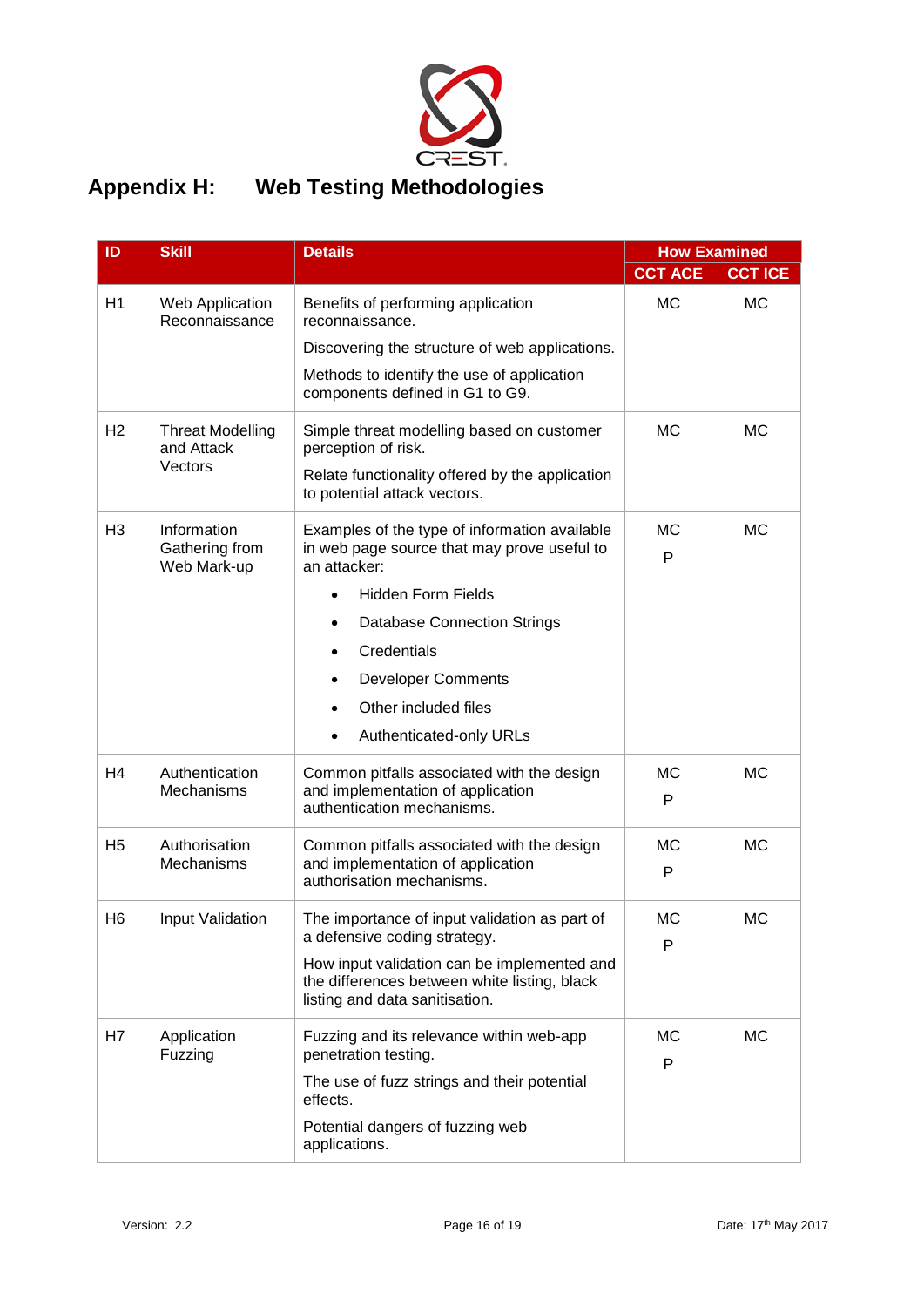## Appendix H: Web Testing Methodologies

| ID | Skill | Details | How Examined | |
|---|---|---|---|---|
| | | | CCT ACE | CCT ICE |
| H1 | Web Application Reconnaissance | Benefits of performing application reconnaissance.<br>Discovering the structure of web applications.<br>Methods to identify the use of application components defined in G1 to G9. | MC | MC |
| H2 | Threat Modelling and Attack Vectors | Simple threat modelling based on customer perception of risk.<br>Relate functionality offered by the application to potential attack vectors. | MC | MC |
| H3 | Information Gathering from Web Mark-up | Examples of the type of information available in web page source that may prove useful to an attacker:<br>• Hidden Form Fields<br>• Database Connection Strings<br>• Credentials<br>• Developer Comments<br>• Other included files<br>• Authenticated-only URLs | MC<br>P | MC |
| H4 | Authentication Mechanisms | Common pitfalls associated with the design and implementation of application authentication mechanisms. | MC<br>P | MC |
| H5 | Authorisation Mechanisms | Common pitfalls associated with the design and implementation of application authorisation mechanisms. | MC<br>P | MC |
| H6 | Input Validation | The importance of input validation as part of a defensive coding strategy.<br>How input validation can be implemented and the differences between white listing, black listing and data sanitisation. | MC<br>P | MC |
| H7 | Application Fuzzing | Fuzzing and its relevance within web-app penetration testing.<br>The use of fuzz strings and their potential effects.<br>Potential dangers of fuzzing web applications. | MC<br>P | MC |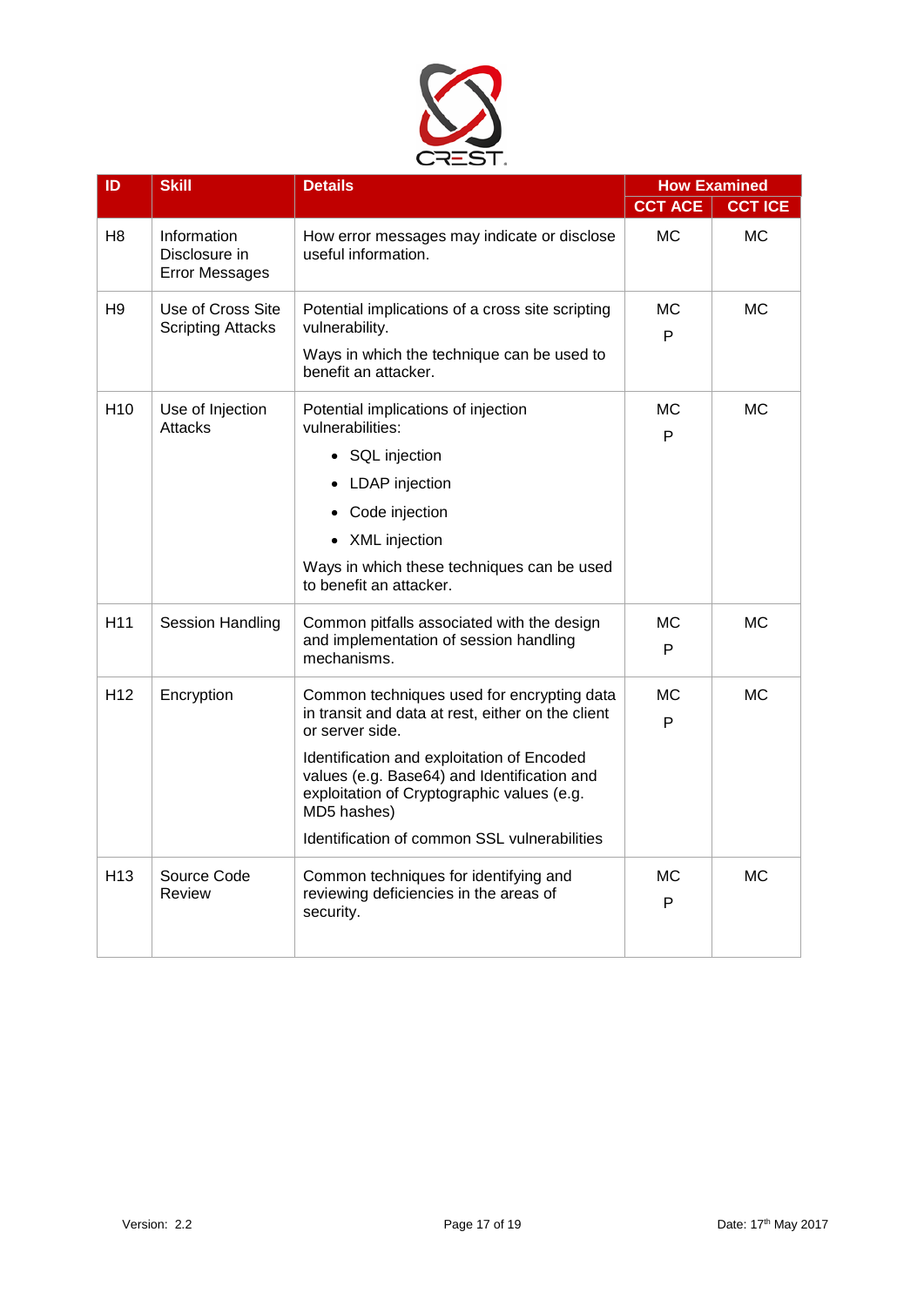| ID | Skill | Details | How Examined | |
|---|---|---|---|---|
| | | | CCT ACE | CCT ICE |
| H8 | Information Disclosure in Error Messages | How error messages may indicate or disclose useful information. | MC | MC |
| H9 | Use of Cross Site Scripting Attacks | Potential implications of a cross site scripting vulnerability.<br><br>Ways in which the technique can be used to benefit an attacker. | MC<br>P | MC |
| H10 | Use of Injection Attacks | Potential implications of injection vulnerabilities:<br>• SQL injection<br>• LDAP injection<br>• Code injection<br>• XML injection<br><br>Ways in which these techniques can be used to benefit an attacker. | MC<br>P | MC |
| H11 | Session Handling | Common pitfalls associated with the design and implementation of session handling mechanisms. | MC<br>P | MC |
| H12 | Encryption | Common techniques used for encrypting data in transit and data at rest, either on the client or server side.<br><br>Identification and exploitation of Encoded values (e.g. Base64) and Identification and exploitation of Cryptographic values (e.g. MD5 hashes)<br><br>Identification of common SSL vulnerabilities | MC<br>P | MC |
| H13 | Source Code Review | Common techniques for identifying and reviewing deficiencies in the areas of security. | MC<br>P | MC |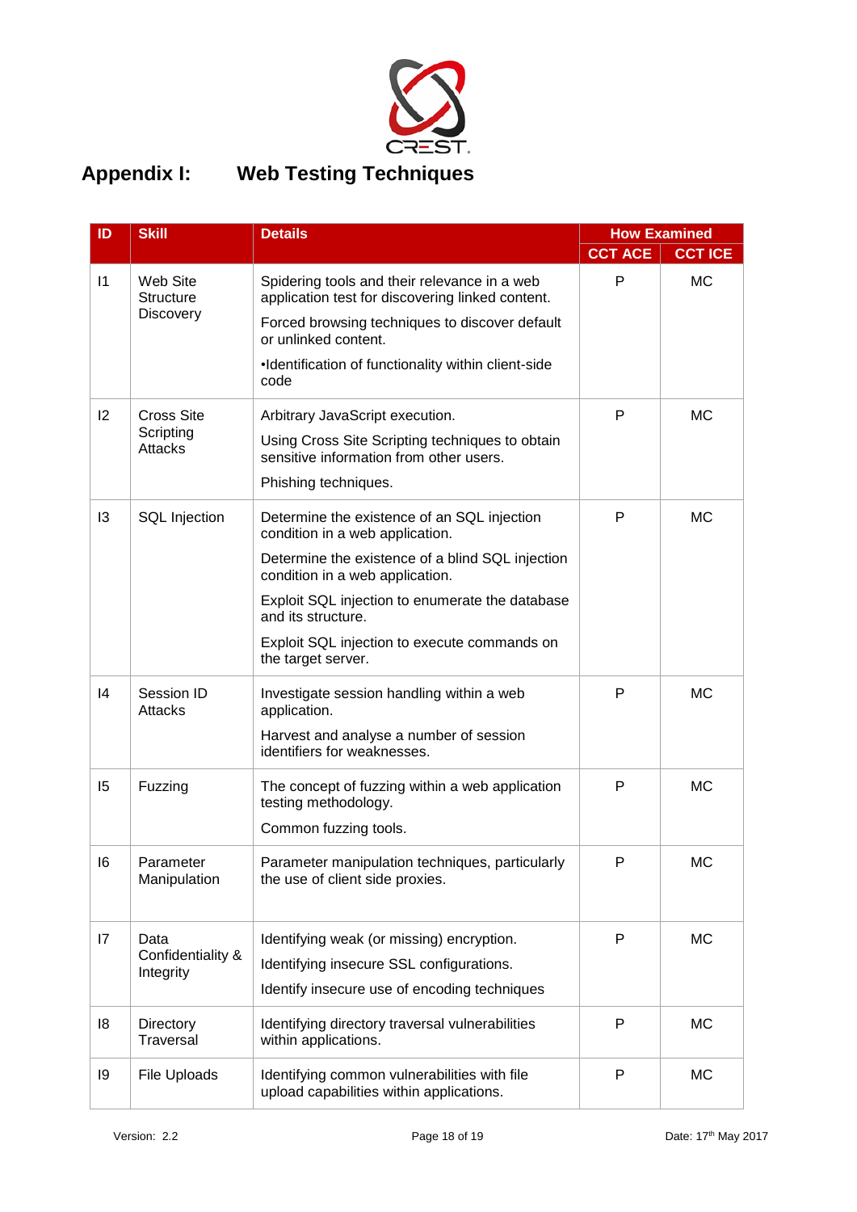# Appendix I: Web Testing Techniques

| ID | Skill | Details | How Examined | |
|---|---|---|---|---|
| | | | CCT ACE | CCT ICE |
| I1 | Web Site Structure Discovery | Spidering tools and their relevance in a web application test for discovering linked content.<br>Forced browsing techniques to discover default or unlinked content.<br>•Identification of functionality within client-side code | P | MC |
| I2 | Cross Site Scripting Attacks | Arbitrary JavaScript execution.<br>Using Cross Site Scripting techniques to obtain sensitive information from other users.<br>Phishing techniques. | P | MC |
| I3 | SQL Injection | Determine the existence of an SQL injection condition in a web application.<br>Determine the existence of a blind SQL injection condition in a web application.<br>Exploit SQL injection to enumerate the database and its structure.<br>Exploit SQL injection to execute commands on the target server. | P | MC |
| I4 | Session ID Attacks | Investigate session handling within a web application.<br>Harvest and analyse a number of session identifiers for weaknesses. | P | MC |
| I5 | Fuzzing | The concept of fuzzing within a web application testing methodology.<br>Common fuzzing tools. | P | MC |
| I6 | Parameter Manipulation | Parameter manipulation techniques, particularly the use of client side proxies. | P | MC |
| I7 | Data Confidentiality & Integrity | Identifying weak (or missing) encryption.<br>Identifying insecure SSL configurations.<br>Identify insecure use of encoding techniques | P | MC |
| I8 | Directory Traversal | Identifying directory traversal vulnerabilities within applications. | P | MC |
| I9 | File Uploads | Identifying common vulnerabilities with file upload capabilities within applications. | P | MC |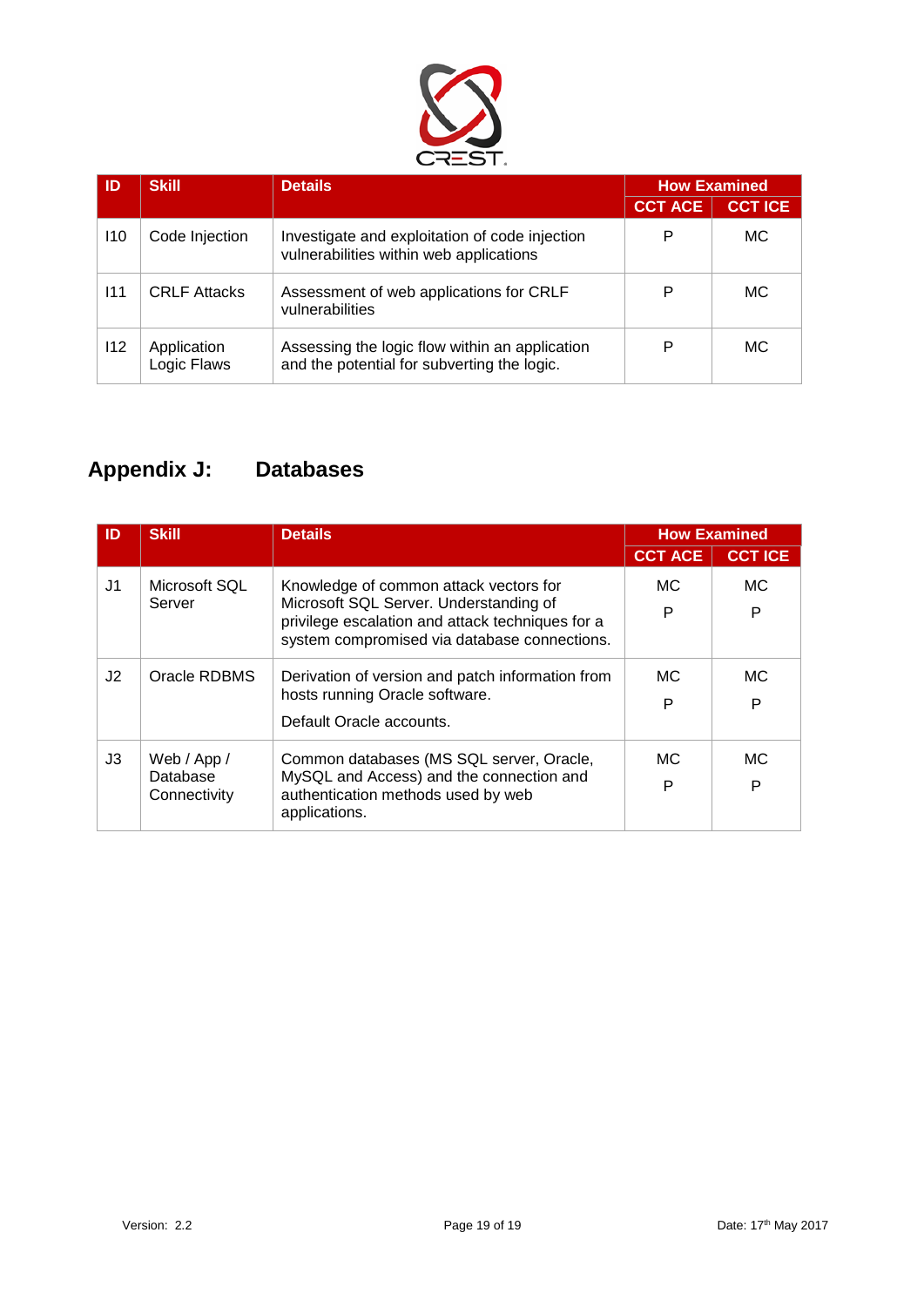| ID | Skill | Details | How Examined | |
|---|---|---|---|---|
| | | | CCT ACE | CCT ICE |
| I10 | Code Injection | Investigate and exploitation of code injection vulnerabilities within web applications | P | MC |
| I11 | CRLF Attacks | Assessment of web applications for CRLF vulnerabilities | P | MC |
| I12 | Application Logic Flaws | Assessing the logic flow within an application and the potential for subverting the logic. | P | MC |

## Appendix J: Databases

| ID | Skill | Details | How Examined | |
|---|---|---|---|---|
| | | | CCT ACE | CCT ICE |
| J1 | Microsoft SQL Server | Knowledge of common attack vectors for Microsoft SQL Server. Understanding of privilege escalation and attack techniques for a system compromised via database connections. | MC<br>P | MC<br>P |
| J2 | Oracle RDBMS | Derivation of version and patch information from hosts running Oracle software.<br>Default Oracle accounts. | MC<br>P | MC<br>P |
| J3 | Web / App / Database Connectivity | Common databases (MS SQL server, Oracle, MySQL and Access) and the connection and authentication methods used by web applications. | MC<br>P | MC<br>P |